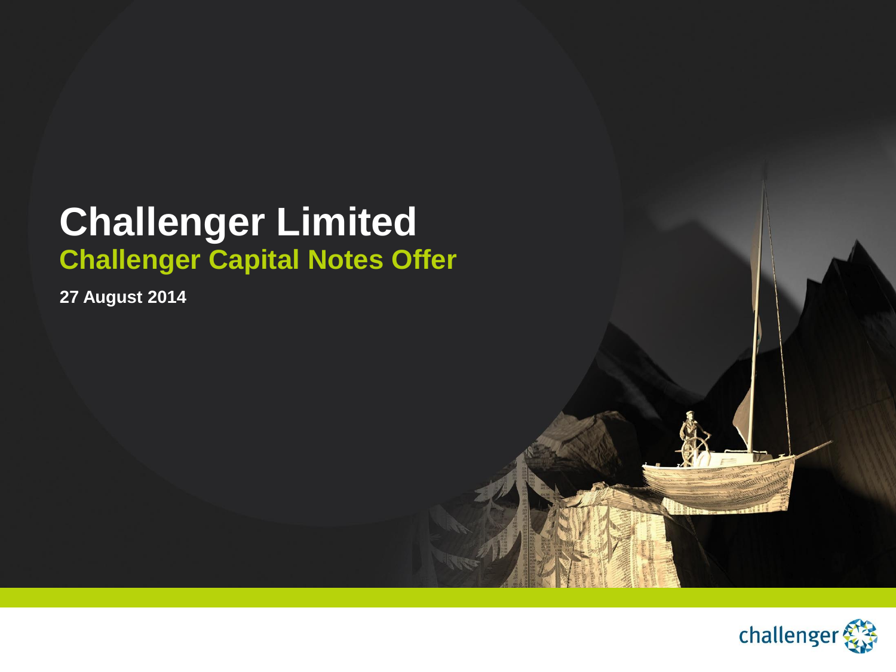# Challenger Limited

## Challenger Capital Notes Offer

**27 August 2014**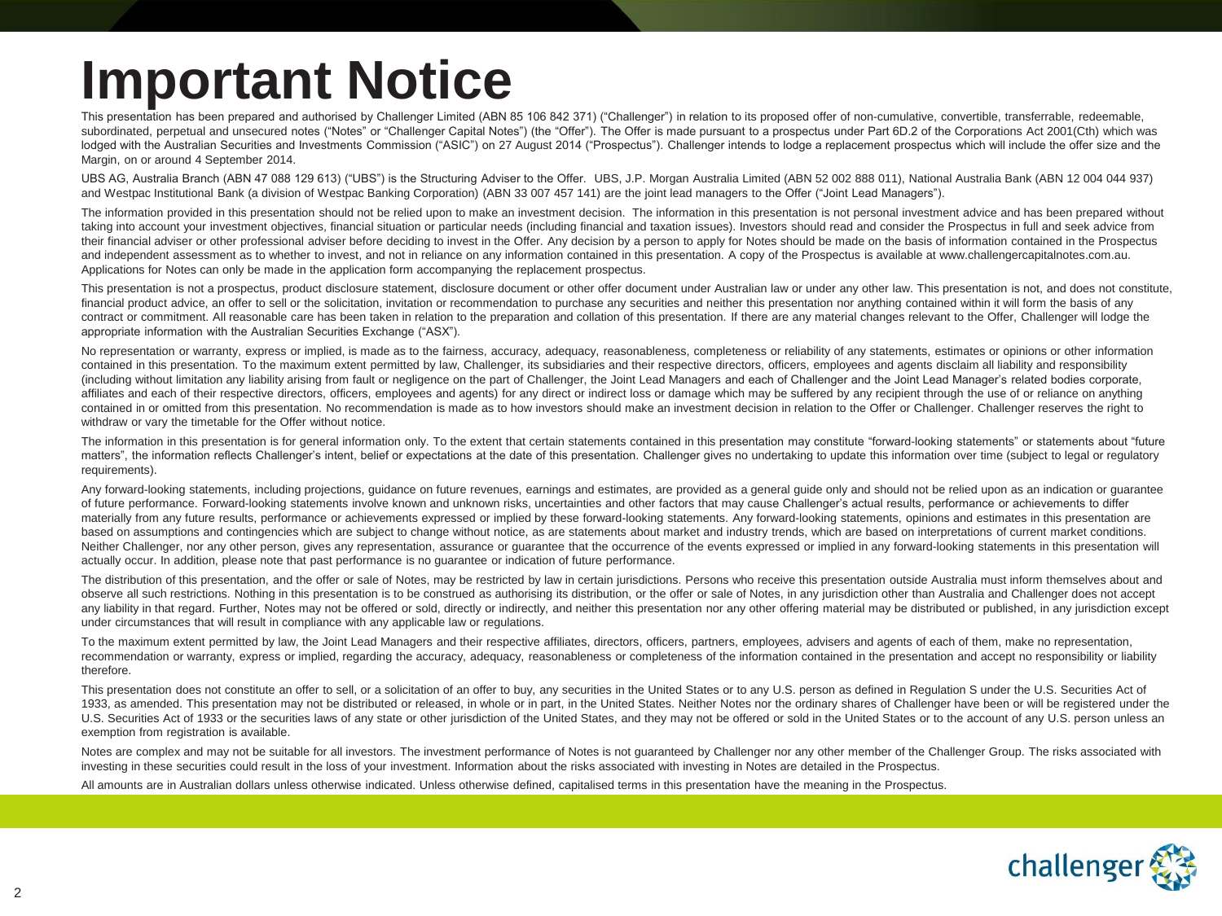# Important Notice

This presentation has been prepared and authorised by Challenger Limited (ABN 85 106 842 371) ("Challenger") in relation to its proposed offer of non-cumulative, convertible, transferrable, redeemable, subordinated, perpetual and unsecured notes ("Notes" or "Challenger Capital Notes") (the "Offer"). The Offer is made pursuant to a prospectus under Part 6D.2 of the Corporations Act 2001(Cth) which was lodged with the Australian Securities and Investments Commission ("ASIC") on 27 August 2014 ("Prospectus"). Challenger intends to lodge a replacement prospectus which will include the offer size and the Margin, on or around 4 September 2014.

UBS AG, Australia Branch (ABN 47 088 129 613) ("UBS") is the Structuring Adviser to the Offer. UBS, J.P. Morgan Australia Limited (ABN 52 002 888 011), National Australia Bank (ABN 12 004 044 937) and Westpac Institutional Bank (a division of Westpac Banking Corporation) (ABN 33 007 457 141) are the joint lead managers to the Offer ("Joint Lead Managers").

The information provided in this presentation should not be relied upon to make an investment decision. The information in this presentation is not personal investment advice and has been prepared without taking into account your investment objectives, financial situation or particular needs (including financial and taxation issues). Investors should read and consider the Prospectus in full and seek advice from their financial adviser or other professional adviser before deciding to invest in the Offer. Any decision by a person to apply for Notes should be made on the basis of information contained in the Prospectus and independent assessment as to whether to invest, and not in reliance on any information contained in this presentation. A copy of the Prospectus is available at www.challengercapitalnotes.com.au. Applications for Notes can only be made in the application form accompanying the replacement prospectus.

This presentation is not a prospectus, product disclosure statement, disclosure document or other offer document under Australian law or under any other law. This presentation is not, and does not constitute, financial product advice, an offer to sell or the solicitation, invitation or recommendation to purchase any securities and neither this presentation nor anything contained within it will form the basis of any contract or commitment. All reasonable care has been taken in relation to the preparation and collation of this presentation. If there are any material changes relevant to the Offer, Challenger will lodge the appropriate information with the Australian Securities Exchange ("ASX").

No representation or warranty, express or implied, is made as to the fairness, accuracy, adequacy, reasonableness, completeness or reliability of any statements, estimates or opinions or other information contained in this presentation. To the maximum extent permitted by law, Challenger, its subsidiaries and their respective directors, officers, employees and agents disclaim all liability and responsibility (including without limitation any liability arising from fault or negligence on the part of Challenger, the Joint Lead Managers and each of Challenger and the Joint Lead Manager's related bodies corporate, affiliates and each of their respective directors, officers, employees and agents) for any direct or indirect loss or damage which may be suffered by any recipient through the use of or reliance on anything contained in or omitted from this presentation. No recommendation is made as to how investors should make an investment decision in relation to the Offer or Challenger. Challenger reserves the right to withdraw or vary the timetable for the Offer without notice.

The information in this presentation is for general information only. To the extent that certain statements contained in this presentation may constitute "forward-looking statements" or statements about "future matters", the information reflects Challenger's intent, belief or expectations at the date of this presentation. Challenger gives no undertaking to update this information over time (subject to legal or regulatory requirements).

Any forward-looking statements, including projections, guidance on future revenues, earnings and estimates, are provided as a general guide only and should not be relied upon as an indication or guarantee of future performance. Forward-looking statements involve known and unknown risks, uncertainties and other factors that may cause Challenger's actual results, performance or achievements to differ materially from any future results, performance or achievements expressed or implied by these forward-looking statements. Any forward-looking statements, opinions and estimates in this presentation are based on assumptions and contingencies which are subject to change without notice, as are statements about market and industry trends, which are based on interpretations of current market conditions. Neither Challenger, nor any other person, gives any representation, assurance or guarantee that the occurrence of the events expressed or implied in any forward-looking statements in this presentation will actually occur. In addition, please note that past performance is no guarantee or indication of future performance.

The distribution of this presentation, and the offer or sale of Notes, may be restricted by law in certain jurisdictions. Persons who receive this presentation outside Australia must inform themselves about and observe all such restrictions. Nothing in this presentation is to be construed as authorising its distribution, or the offer or sale of Notes, in any jurisdiction other than Australia and Challenger does not accept any liability in that regard. Further, Notes may not be offered or sold, directly or indirectly, and neither this presentation nor any other offering material may be distributed or published, in any jurisdiction except under circumstances that will result in compliance with any applicable law or regulations.

To the maximum extent permitted by law, the Joint Lead Managers and their respective affiliates, directors, officers, partners, employees, advisers and agents of each of them, make no representation, recommendation or warranty, express or implied, regarding the accuracy, adequacy, reasonableness or completeness of the information contained in the presentation and accept no responsibility or liability therefore.

This presentation does not constitute an offer to sell, or a solicitation of an offer to buy, any securities in the United States or to any U.S. person as defined in Regulation S under the U.S. Securities Act of 1933, as amended. This presentation may not be distributed or released, in whole or in part, in the United States. Neither Notes nor the ordinary shares of Challenger have been or will be registered under the U.S. Securities Act of 1933 or the securities laws of any state or other jurisdiction of the United States, and they may not be offered or sold in the United States or to the account of any U.S. person unless an exemption from registration is available.

Notes are complex and may not be suitable for all investors. The investment performance of Notes is not guaranteed by Challenger nor any other member of the Challenger Group. The risks associated with investing in these securities could result in the loss of your investment. Information about the risks associated with investing in Notes are detailed in the Prospectus.

All amounts are in Australian dollars unless otherwise indicated. Unless otherwise defined, capitalised terms in this presentation have the meaning in the Prospectus.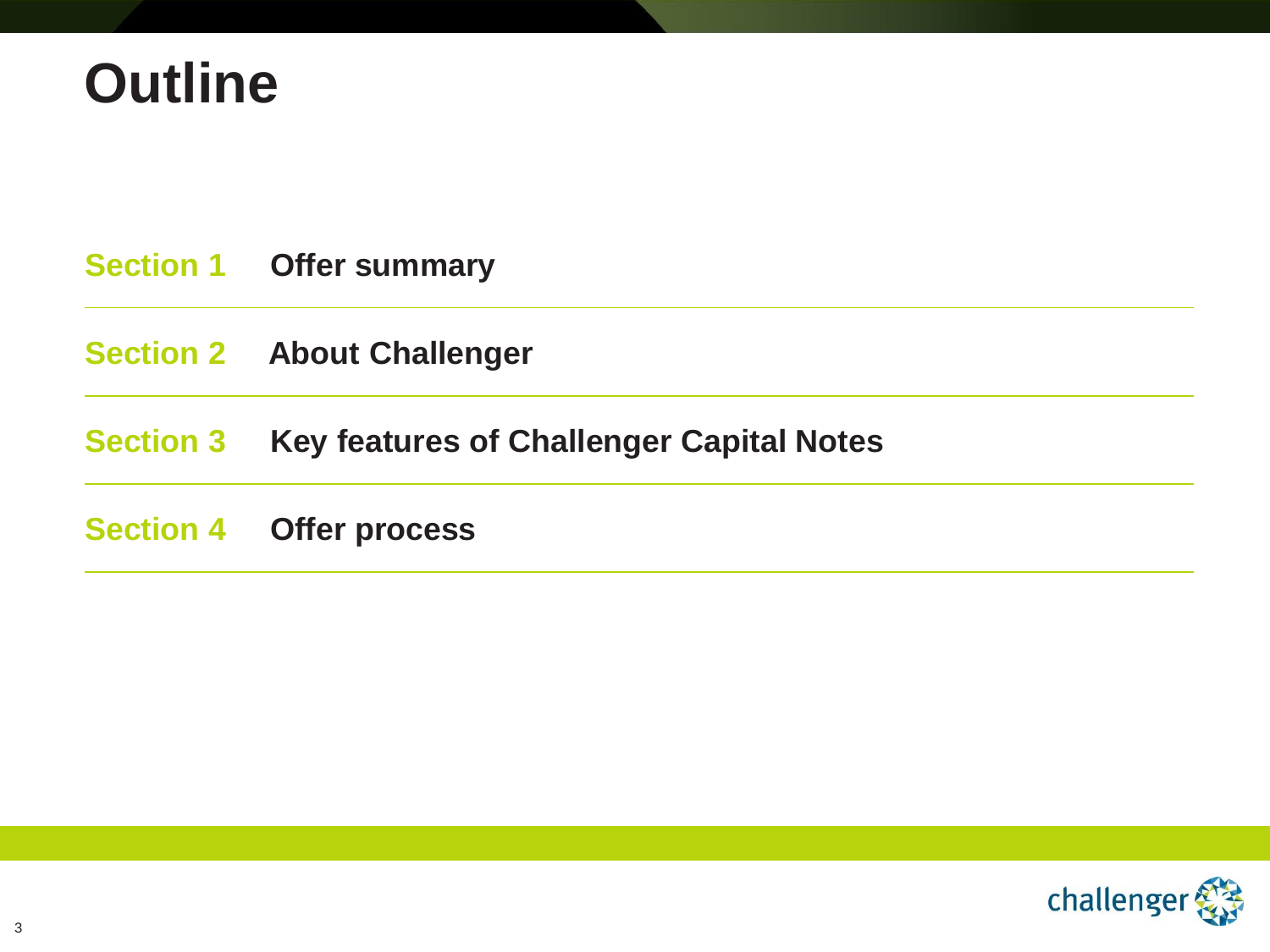# Outline

| | |
|---|---|
| **Section 1** | **Offer summary** |
| **Section 2** | **About Challenger** |
| **Section 3** | **Key features of Challenger Capital Notes** |
| **Section 4** | **Offer process** |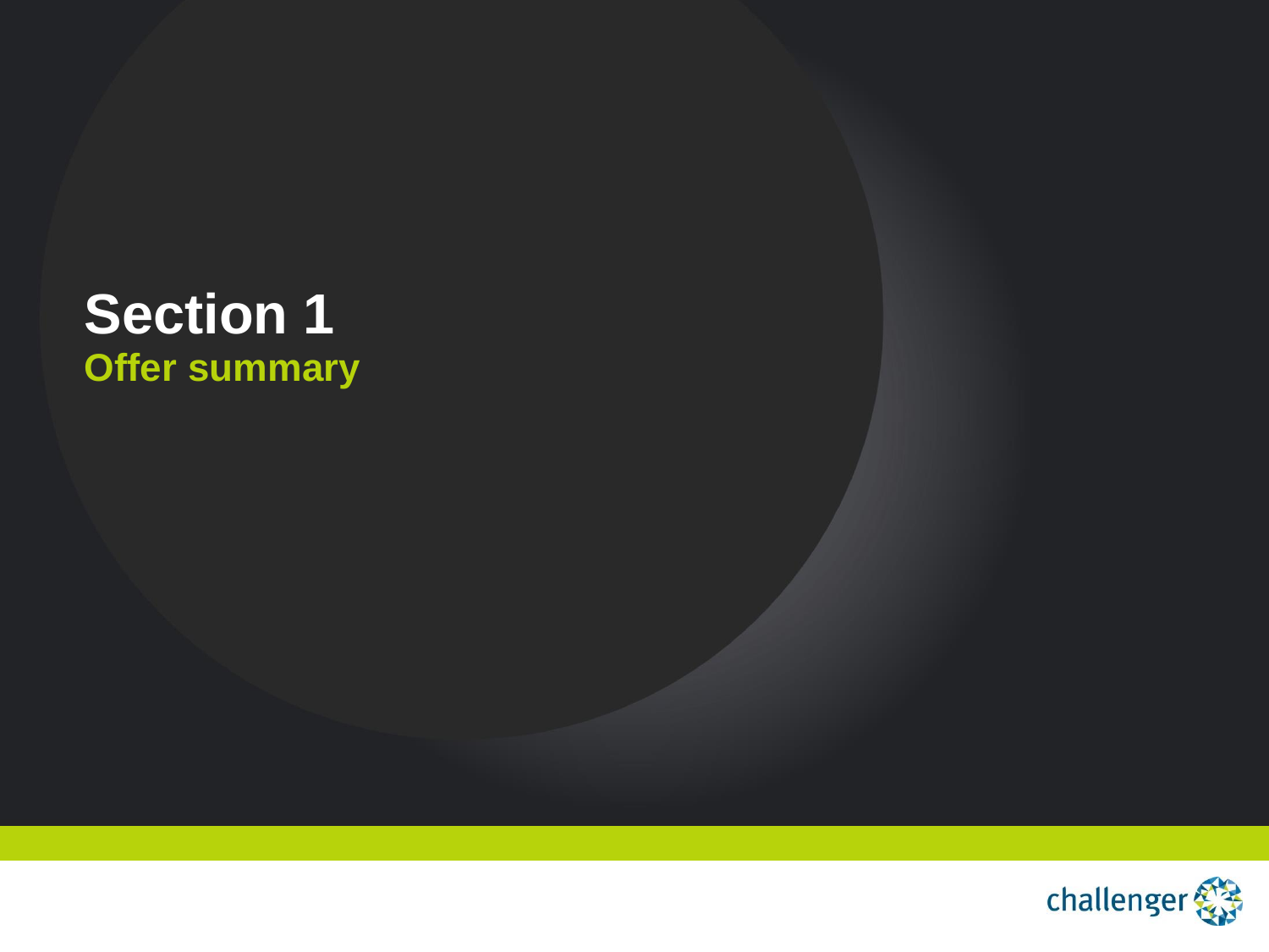# Section 1

## Offer summary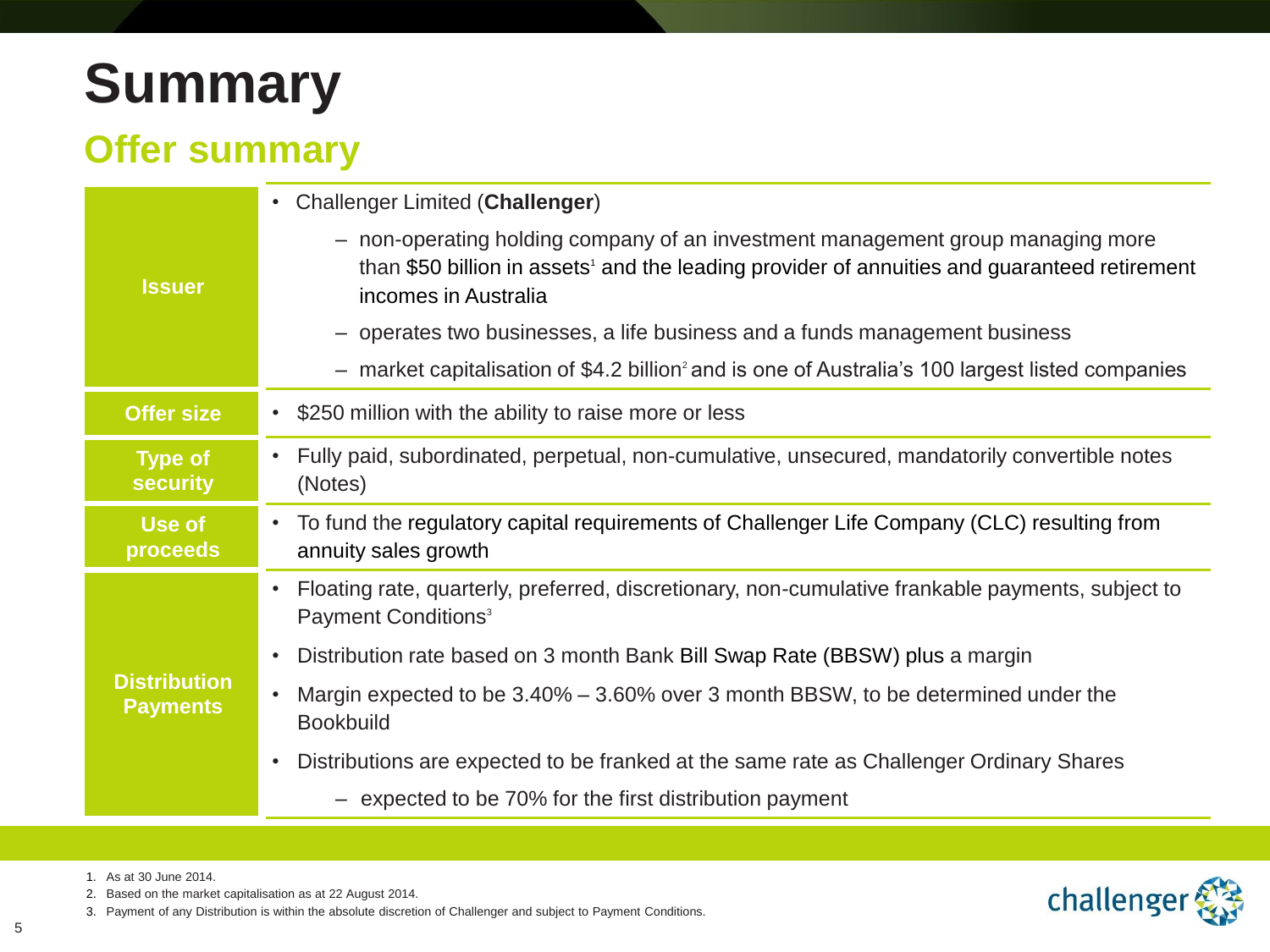# Summary

## Offer summary

| | |
|---|---|
| **Issuer** | • Challenger Limited (**Challenger**)<br>– non-operating holding company of an investment management group managing more than $50 billion in assets[1] and the leading provider of annuities and guaranteed retirement incomes in Australia<br>– operates two businesses, a life business and a funds management business<br>– market capitalisation of $4.2 billion[2] and is one of Australia's 100 largest listed companies |
| **Offer size** | • $250 million with the ability to raise more or less |
| **Type of security** | • Fully paid, subordinated, perpetual, non-cumulative, unsecured, mandatorily convertible notes (Notes) |
| **Use of proceeds** | • To fund the regulatory capital requirements of Challenger Life Company (CLC) resulting from annuity sales growth |
| **Distribution Payments** | • Floating rate, quarterly, preferred, discretionary, non-cumulative frankable payments, subject to Payment Conditions[3]<br>• Distribution rate based on 3 month Bank Bill Swap Rate (BBSW) plus a margin<br>• Margin expected to be 3.40% – 3.60% over 3 month BBSW, to be determined under the Bookbuild<br>• Distributions are expected to be franked at the same rate as Challenger Ordinary Shares<br>– expected to be 70% for the first distribution payment |

1. As at 30 June 2014.
2. Based on the market capitalisation as at 22 August 2014.
3. Payment of any Distribution is within the absolute discretion of Challenger and subject to Payment Conditions.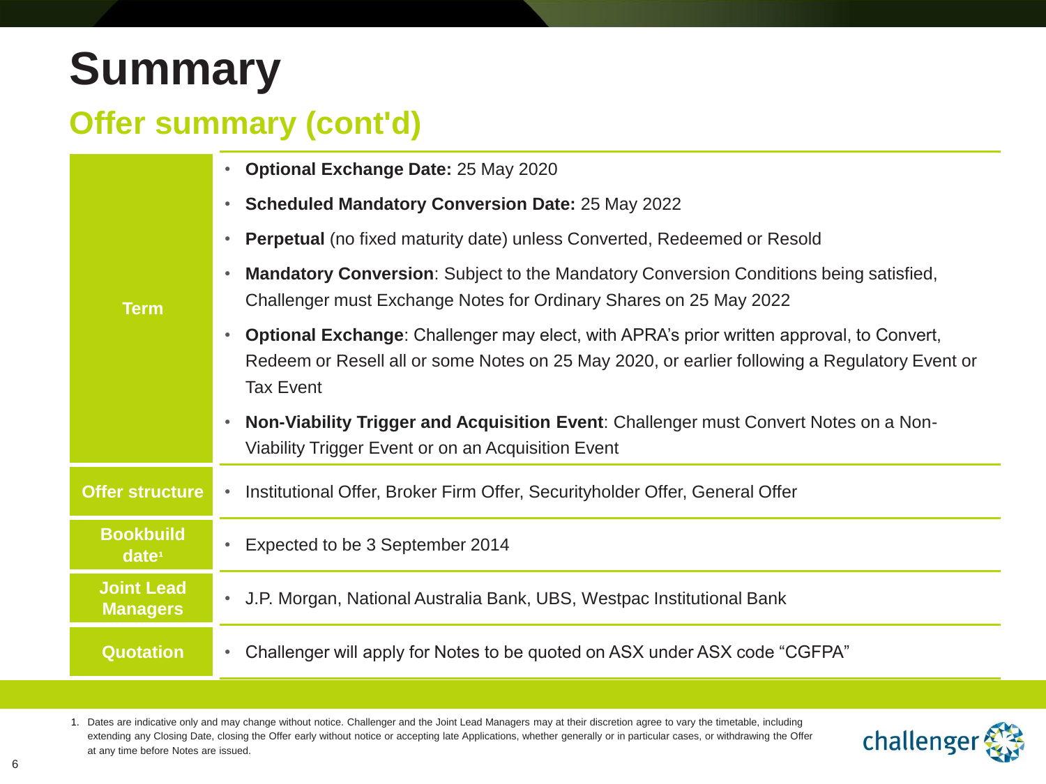# Summary

## Offer summary (cont'd)

| | |
|---|---|
| **Term** | • **Optional Exchange Date:** 25 May 2020<br>• **Scheduled Mandatory Conversion Date:** 25 May 2022<br>• **Perpetual** (no fixed maturity date) unless Converted, Redeemed or Resold<br>• **Mandatory Conversion**: Subject to the Mandatory Conversion Conditions being satisfied, Challenger must Exchange Notes for Ordinary Shares on 25 May 2022<br>• **Optional Exchange**: Challenger may elect, with APRA's prior written approval, to Convert, Redeem or Resell all or some Notes on 25 May 2020, or earlier following a Regulatory Event or Tax Event<br>• **Non-Viability Trigger and Acquisition Event**: Challenger must Convert Notes on a Non-Viability Trigger Event or on an Acquisition Event |
| **Offer structure** | • Institutional Offer, Broker Firm Offer, Securityholder Offer, General Offer |
| **Bookbuild date**[1] | • Expected to be 3 September 2014 |
| **Joint Lead Managers** | • J.P. Morgan, National Australia Bank, UBS, Westpac Institutional Bank |
| **Quotation** | • Challenger will apply for Notes to be quoted on ASX under ASX code "CGFPA" |

1. Dates are indicative only and may change without notice. Challenger and the Joint Lead Managers may at their discretion agree to vary the timetable, including extending any Closing Date, closing the Offer early without notice or accepting late Applications, whether generally or in particular cases, or withdrawing the Offer at any time before Notes are issued.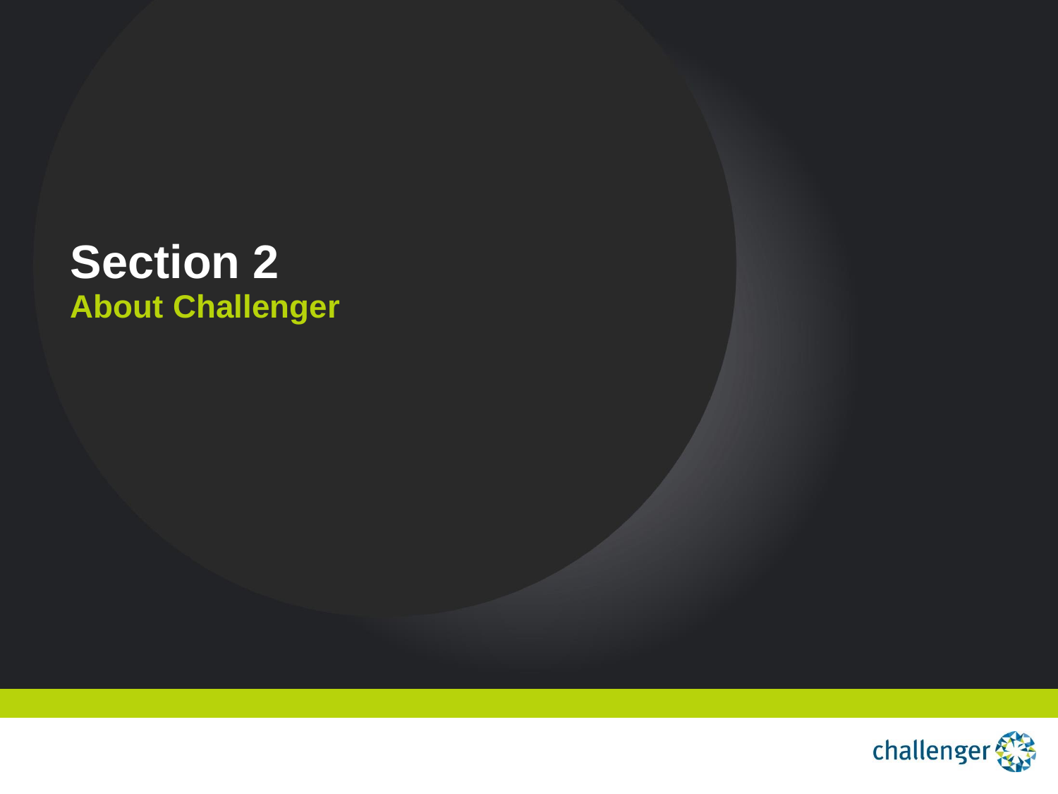# Section 2

## About Challenger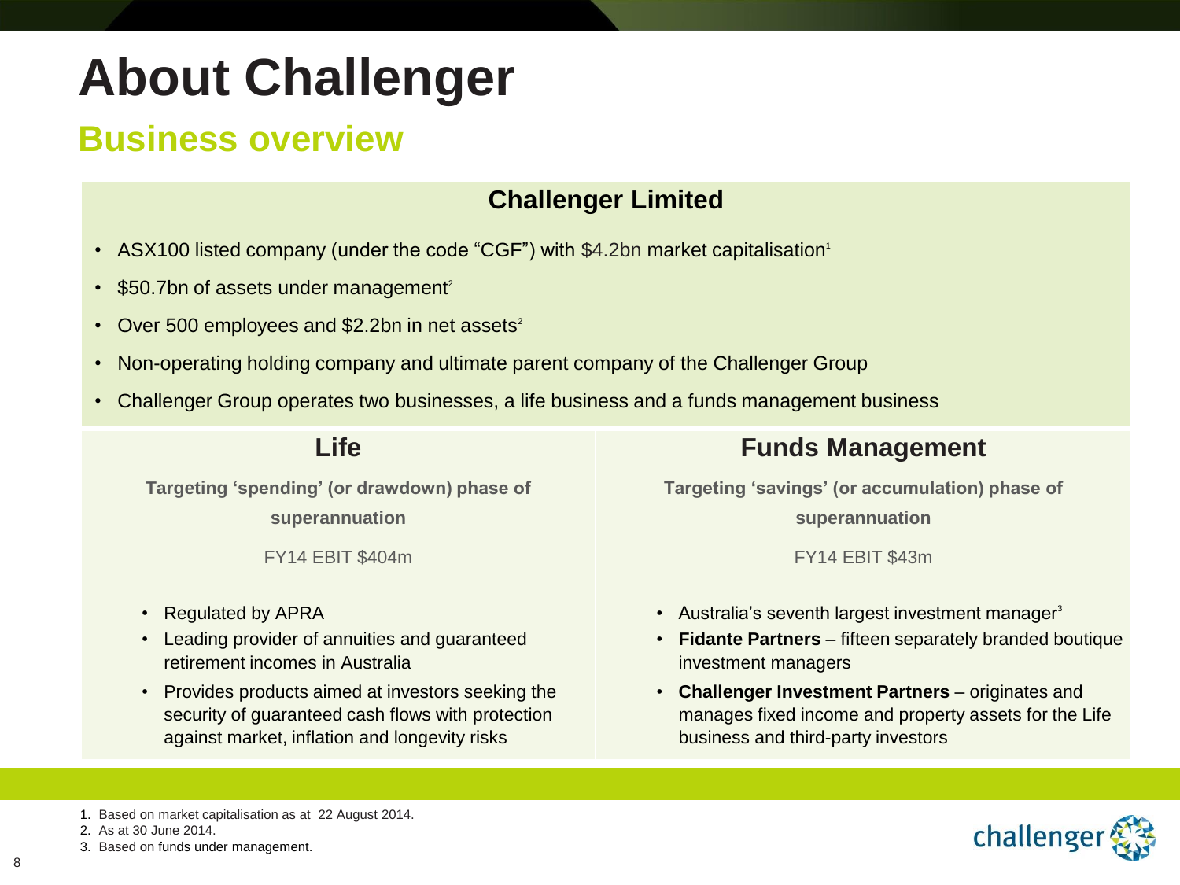# About Challenger

## Business overview

### Challenger Limited

- ASX100 listed company (under the code “CGF”) with $4.2bn market capitalisation[1]
- $50.7bn of assets under management[2]
- Over 500 employees and $2.2bn in net assets[2]
- Non-operating holding company and ultimate parent company of the Challenger Group
- Challenger Group operates two businesses, a life business and a funds management business

### Life

**Targeting ‘spending’ (or drawdown) phase of superannuation**

FY14 EBIT $404m

- Regulated by APRA
- Leading provider of annuities and guaranteed retirement incomes in Australia
- Provides products aimed at investors seeking the security of guaranteed cash flows with protection against market, inflation and longevity risks

### Funds Management

**Targeting ‘savings’ (or accumulation) phase of superannuation**

FY14 EBIT $43m

- Australia’s seventh largest investment manager[3]
- **Fidante Partners** – fifteen separately branded boutique investment managers
- **Challenger Investment Partners** – originates and manages fixed income and property assets for the Life business and third-party investors

1. Based on market capitalisation as at 22 August 2014.
2. As at 30 June 2014.
3. Based on funds under management.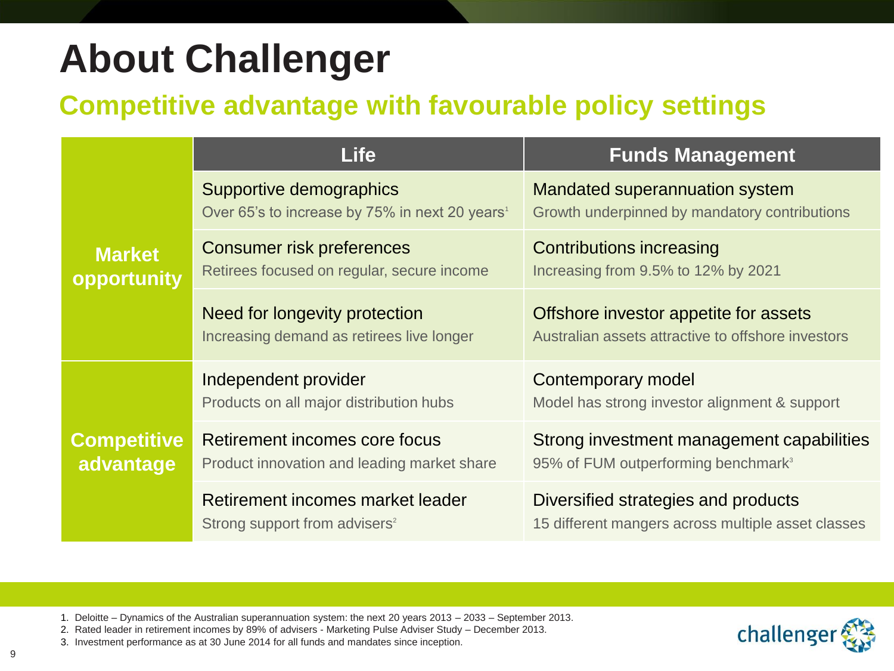# About Challenger

## Competitive advantage with favourable policy settings

| | Life | Funds Management |
|---|---|---|
| **Market opportunity** | Supportive demographics<br>Over 65's to increase by 75% in next 20 years[1] | Mandated superannuation system<br>Growth underpinned by mandatory contributions |
| | Consumer risk preferences<br>Retirees focused on regular, secure income | Contributions increasing<br>Increasing from 9.5% to 12% by 2021 |
| | Need for longevity protection<br>Increasing demand as retirees live longer | Offshore investor appetite for assets<br>Australian assets attractive to offshore investors |
| **Competitive advantage** | Independent provider<br>Products on all major distribution hubs | Contemporary model<br>Model has strong investor alignment & support |
| | Retirement incomes core focus<br>Product innovation and leading market share | Strong investment management capabilities<br>95% of FUM outperforming benchmark[3] |
| | Retirement incomes market leader<br>Strong support from advisers[2] | Diversified strategies and products<br>15 different mangers across multiple asset classes |

1. Deloitte – Dynamics of the Australian superannuation system: the next 20 years 2013 – 2033 – September 2013.
2. Rated leader in retirement incomes by 89% of advisers - Marketing Pulse Adviser Study – December 2013.
3. Investment performance as at 30 June 2014 for all funds and mandates since inception.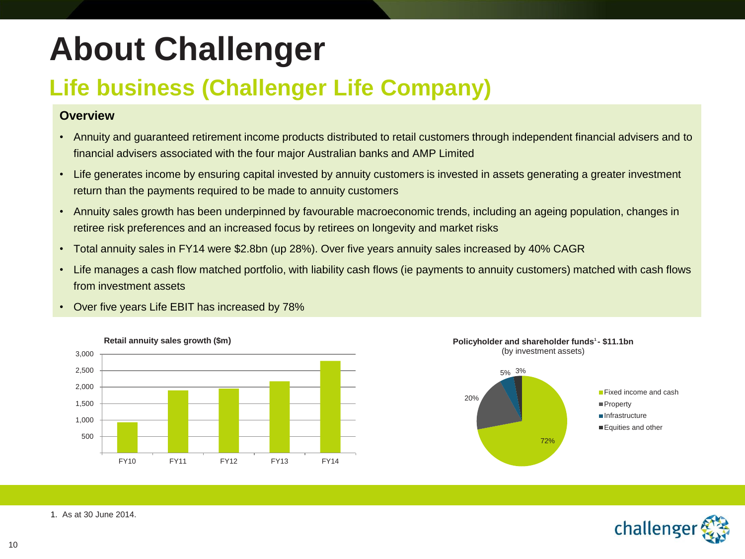# About Challenger

## Life business (Challenger Life Company)

### Overview

- Annuity and guaranteed retirement income products distributed to retail customers through independent financial advisers and to financial advisers associated with the four major Australian banks and AMP Limited
- Life generates income by ensuring capital invested by annuity customers is invested in assets generating a greater investment return than the payments required to be made to annuity customers
- Annuity sales growth has been underpinned by favourable macroeconomic trends, including an ageing population, changes in retiree risk preferences and an increased focus by retirees on longevity and market risks
- Total annuity sales in FY14 were $2.8bn (up 28%). Over five years annuity sales increased by 40% CAGR
- Life manages a cash flow matched portfolio, with liability cash flows (ie payments to annuity customers) matched with cash flows from investment assets
- Over five years Life EBIT has increased by 78%

**Retail annuity sales growth ($m)**

3,000
2,500
2,000
1,500
1,000
500

FY10 FY11 FY12 FY13 FY14

**Policyholder and shareholder funds[1] - $11.1bn**
(by investment assets)

- Fixed income and cash: 72%
- Property: 20%
- Infrastructure: 5%
- Equities and other: 3%

1. As at 30 June 2014.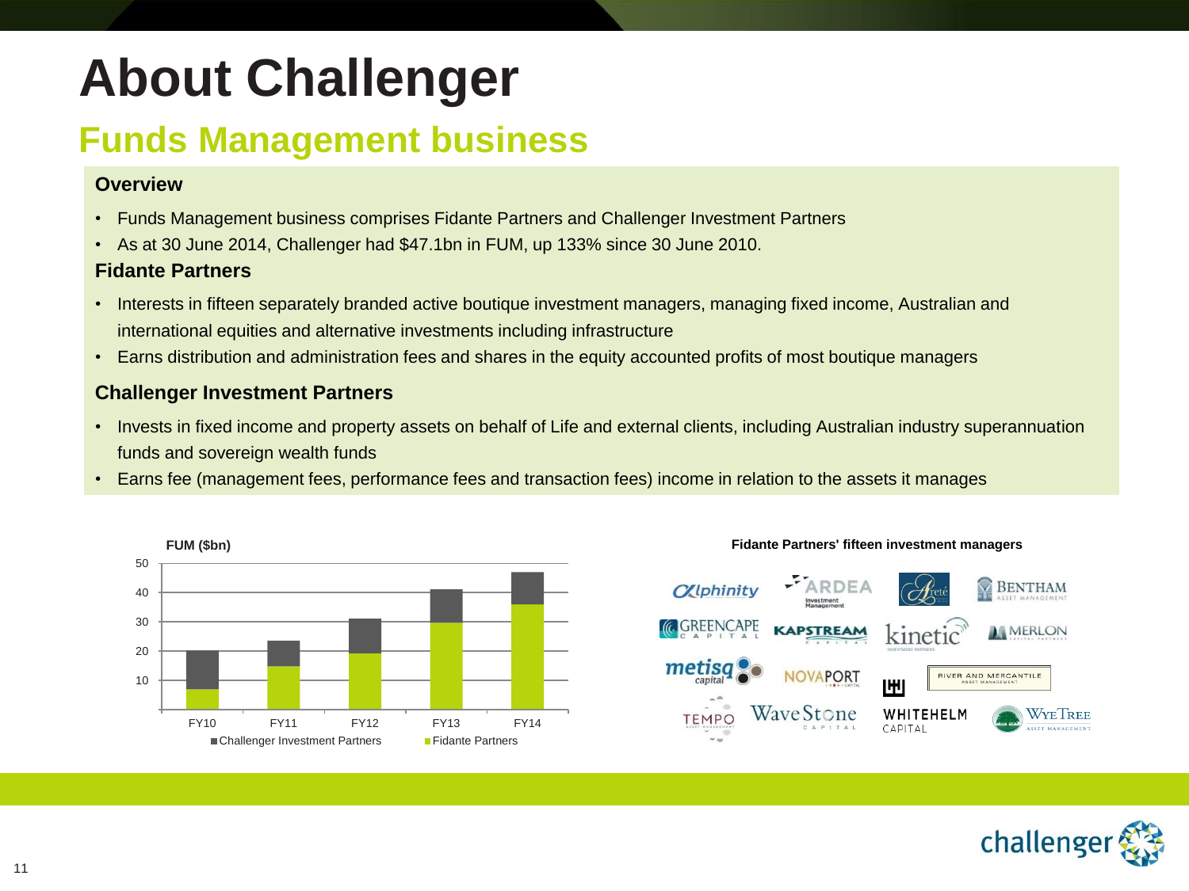# About Challenger

## Funds Management business

### Overview

- Funds Management business comprises Fidante Partners and Challenger Investment Partners
- As at 30 June 2014, Challenger had $47.1bn in FUM, up 133% since 30 June 2010.

### Fidante Partners

- Interests in fifteen separately branded active boutique investment managers, managing fixed income, Australian and international equities and alternative investments including infrastructure
- Earns distribution and administration fees and shares in the equity accounted profits of most boutique managers

### Challenger Investment Partners

- Invests in fixed income and property assets on behalf of Life and external clients, including Australian industry superannuation funds and sovereign wealth funds
- Earns fee (management fees, performance fees and transaction fees) income in relation to the assets it manages

**FUM ($bn)**

Legend: Challenger Investment Partners; Fidante Partners

Categories: FY10, FY11, FY12, FY13, FY14 (axis 0–50)

**Fidante Partners' fifteen investment managers**

Alphinity, Ardea Investment Management, Areté, Bentham Asset Management, Greencape Capital, Kapstream Capital, Kinetic Investment Partners, Merlon Capital Partners, Metisq Capital, Novaport Capital, River and Mercantile Asset Management, Tempo Asset Management, WaveStone Capital, Whitehelm Capital, WyeTree Asset Management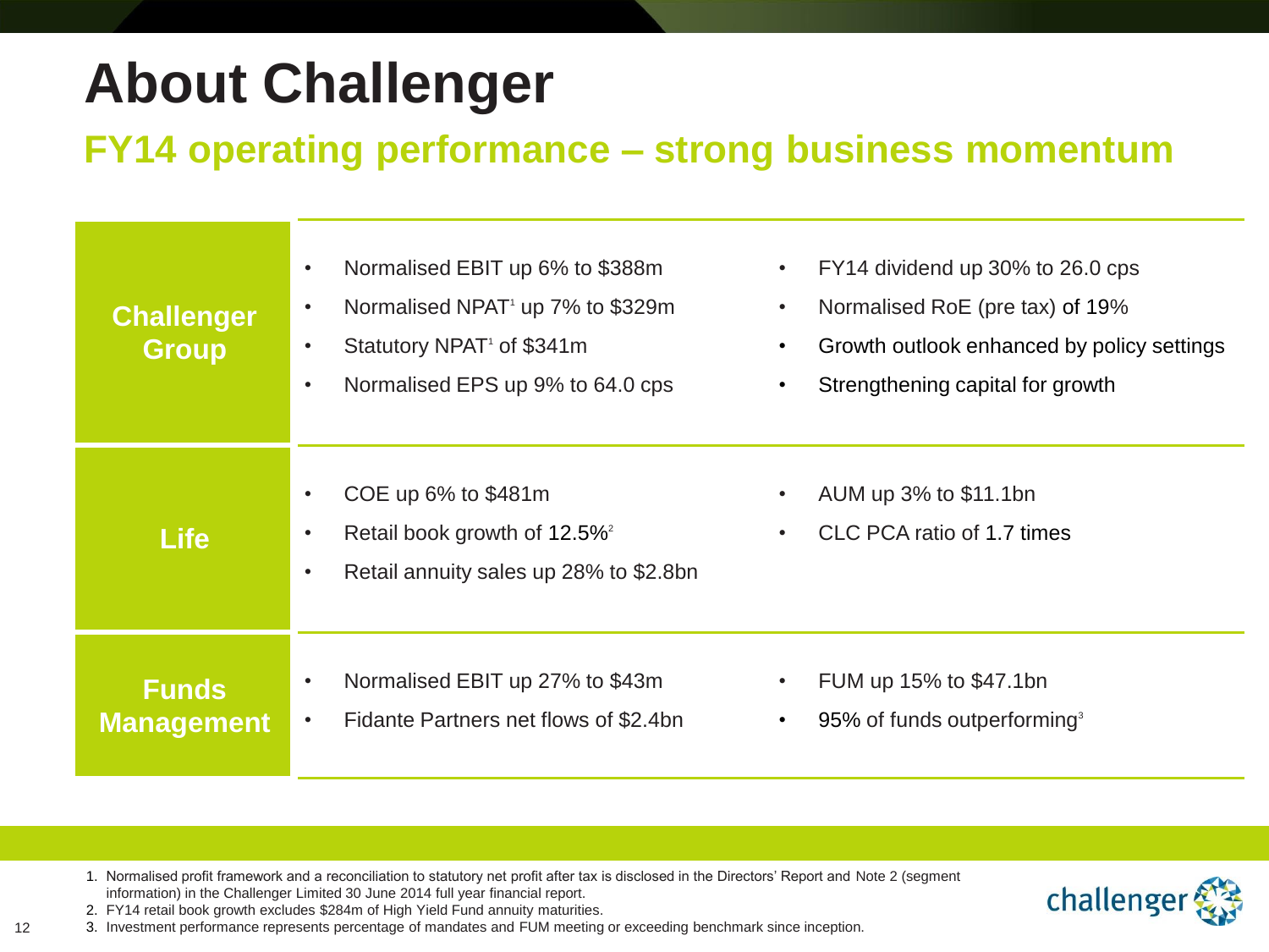# About Challenger

## FY14 operating performance – strong business momentum

| Segment | Highlights | Highlights |
|---|---|---|
| **Challenger Group** | • Normalised EBIT up 6% to $388m<br>• Normalised NPAT[1] up 7% to $329m<br>• Statutory NPAT[1] of $341m<br>• Normalised EPS up 9% to 64.0 cps | • FY14 dividend up 30% to 26.0 cps<br>• Normalised RoE (pre tax) of 19%<br>• Growth outlook enhanced by policy settings<br>• Strengthening capital for growth |
| **Life** | • COE up 6% to $481m<br>• Retail book growth of 12.5%[2]<br>• Retail annuity sales up 28% to $2.8bn | • AUM up 3% to $11.1bn<br>• CLC PCA ratio of 1.7 times |
| **Funds Management** | • Normalised EBIT up 27% to $43m<br>• Fidante Partners net flows of $2.4bn | • FUM up 15% to $47.1bn<br>• 95% of funds outperforming[3] |

1. Normalised profit framework and a reconciliation to statutory net profit after tax is disclosed in the Directors' Report and Note 2 (segment information) in the Challenger Limited 30 June 2014 full year financial report.
2. FY14 retail book growth excludes $284m of High Yield Fund annuity maturities.
3. Investment performance represents percentage of mandates and FUM meeting or exceeding benchmark since inception.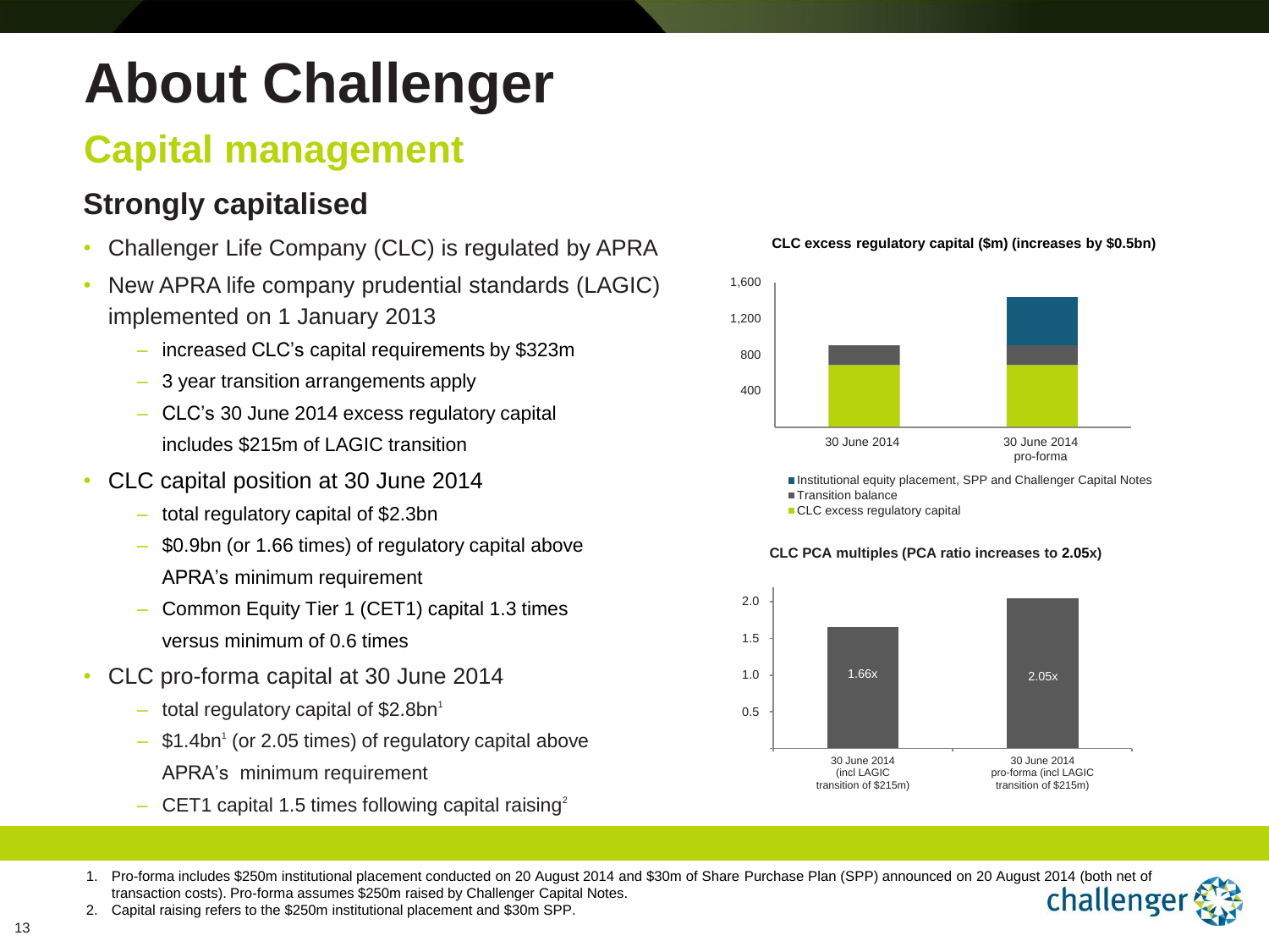# About Challenger

## Capital management

### Strongly capitalised

- Challenger Life Company (CLC) is regulated by APRA
- New APRA life company prudential standards (LAGIC) implemented on 1 January 2013
  - increased CLC's capital requirements by $323m
  - 3 year transition arrangements apply
  - CLC's 30 June 2014 excess regulatory capital includes $215m of LAGIC transition
- CLC capital position at 30 June 2014
  - total regulatory capital of $2.3bn
  - $0.9bn (or 1.66 times) of regulatory capital above APRA's minimum requirement
  - Common Equity Tier 1 (CET1) capital 1.3 times versus minimum of 0.6 times
- CLC pro-forma capital at 30 June 2014
  - total regulatory capital of $2.8bn[1]
  - $1.4bn[1] (or 2.05 times) of regulatory capital above APRA's minimum requirement
  - CET1 capital 1.5 times following capital raising[2]

**CLC excess regulatory capital ($m) (increases by $0.5bn)**

- 30 June 2014
- 30 June 2014 pro-forma

Legend:
- Institutional equity placement, SPP and Challenger Capital Notes
- Transition balance
- CLC excess regulatory capital

**CLC PCA multiples (PCA ratio increases to 2.05x)**

| | PCA multiple |
|---|---|
| 30 June 2014 (incl LAGIC transition of $215m) | 1.66x |
| 30 June 2014 pro-forma (incl LAGIC transition of $215m) | 2.05x |

1. Pro-forma includes $250m institutional placement conducted on 20 August 2014 and $30m of Share Purchase Plan (SPP) announced on 20 August 2014 (both net of transaction costs). Pro-forma assumes $250m raised by Challenger Capital Notes.
2. Capital raising refers to the $250m institutional placement and $30m SPP.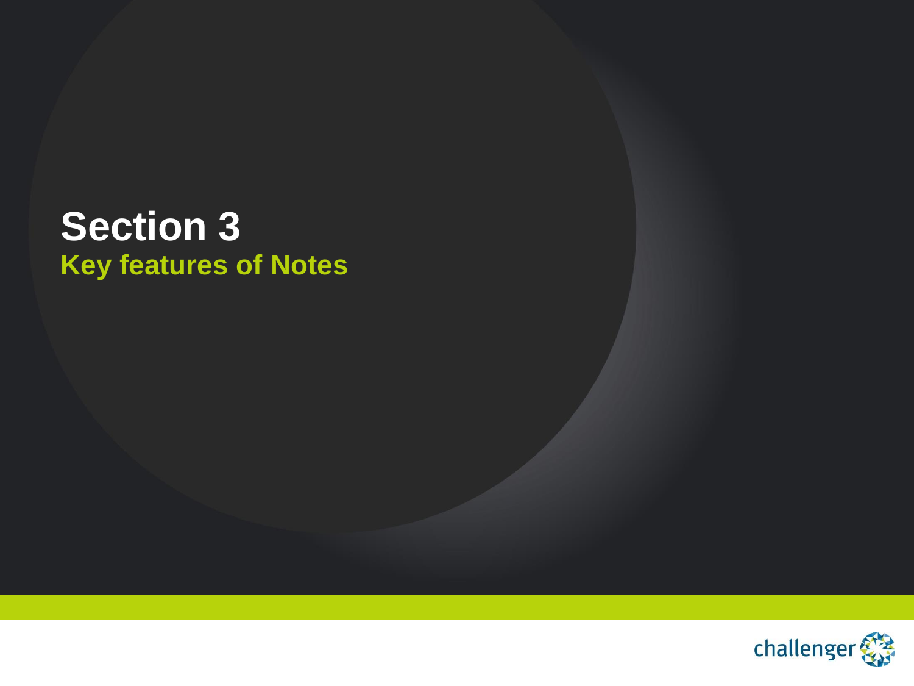# Section 3

## Key features of Notes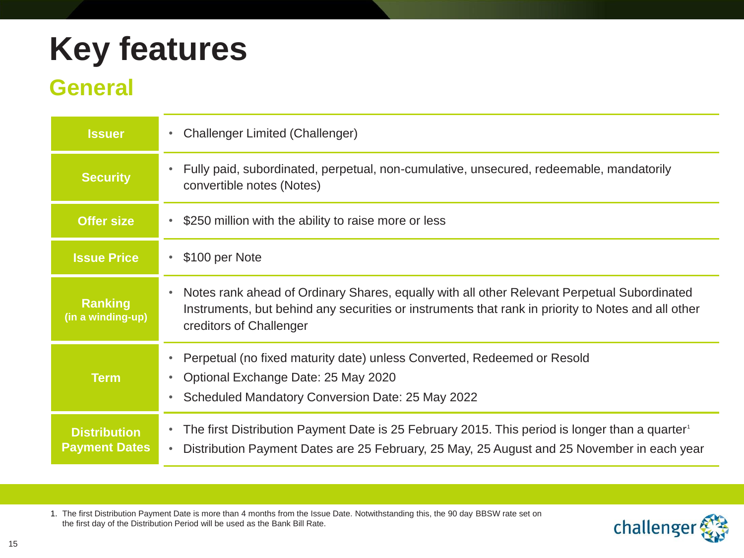# Key features

## General

| | |
|---|---|
| **Issuer** | • Challenger Limited (Challenger) |
| **Security** | • Fully paid, subordinated, perpetual, non-cumulative, unsecured, redeemable, mandatorily convertible notes (Notes) |
| **Offer size** | • $250 million with the ability to raise more or less |
| **Issue Price** | • $100 per Note |
| **Ranking (in a winding-up)** | • Notes rank ahead of Ordinary Shares, equally with all other Relevant Perpetual Subordinated Instruments, but behind any securities or instruments that rank in priority to Notes and all other creditors of Challenger |
| **Term** | • Perpetual (no fixed maturity date) unless Converted, Redeemed or Resold<br>• Optional Exchange Date: 25 May 2020<br>• Scheduled Mandatory Conversion Date: 25 May 2022 |
| **Distribution Payment Dates** | • The first Distribution Payment Date is 25 February 2015. This period is longer than a quarter[1]<br>• Distribution Payment Dates are 25 February, 25 May, 25 August and 25 November in each year |

1. The first Distribution Payment Date is more than 4 months from the Issue Date. Notwithstanding this, the 90 day BBSW rate set on the first day of the Distribution Period will be used as the Bank Bill Rate.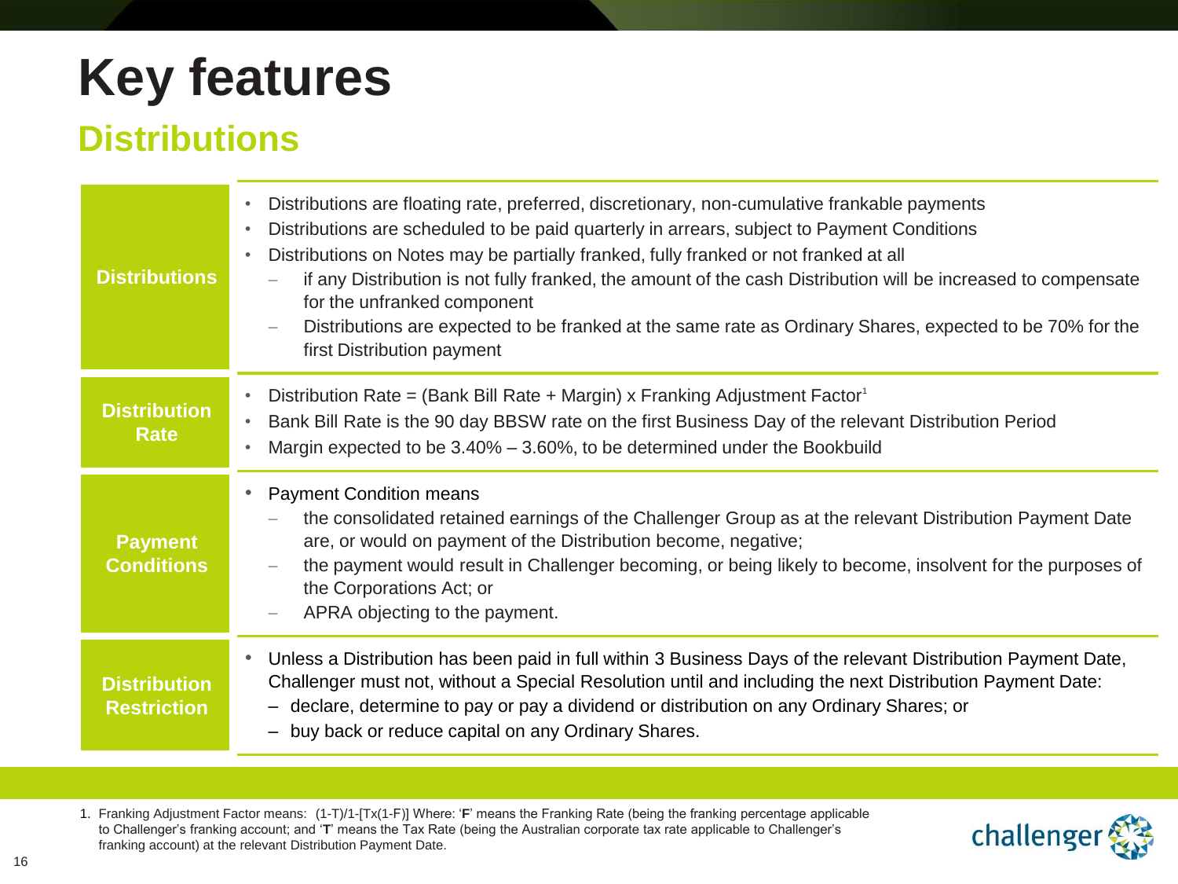# Key features

## Distributions

| | |
|---|---|
| **Distributions** | • Distributions are floating rate, preferred, discretionary, non-cumulative frankable payments<br>• Distributions are scheduled to be paid quarterly in arrears, subject to Payment Conditions<br>• Distributions on Notes may be partially franked, fully franked or not franked at all<br>  – if any Distribution is not fully franked, the amount of the cash Distribution will be increased to compensate for the unfranked component<br>  – Distributions are expected to be franked at the same rate as Ordinary Shares, expected to be 70% for the first Distribution payment |
| **Distribution Rate** | • Distribution Rate = (Bank Bill Rate + Margin) x Franking Adjustment Factor[1]<br>• Bank Bill Rate is the 90 day BBSW rate on the first Business Day of the relevant Distribution Period<br>• Margin expected to be 3.40% – 3.60%, to be determined under the Bookbuild |
| **Payment Conditions** | • Payment Condition means<br>  – the consolidated retained earnings of the Challenger Group as at the relevant Distribution Payment Date are, or would on payment of the Distribution become, negative;<br>  – the payment would result in Challenger becoming, or being likely to become, insolvent for the purposes of the Corporations Act; or<br>  – APRA objecting to the payment. |
| **Distribution Restriction** | • Unless a Distribution has been paid in full within 3 Business Days of the relevant Distribution Payment Date, Challenger must not, without a Special Resolution until and including the next Distribution Payment Date:<br>– declare, determine to pay or pay a dividend or distribution on any Ordinary Shares; or<br>– buy back or reduce capital on any Ordinary Shares. |

1. Franking Adjustment Factor means: (1-T)/1-[Tx(1-F)] Where: '**F**' means the Franking Rate (being the franking percentage applicable to Challenger's franking account; and '**T**' means the Tax Rate (being the Australian corporate tax rate applicable to Challenger's franking account) at the relevant Distribution Payment Date.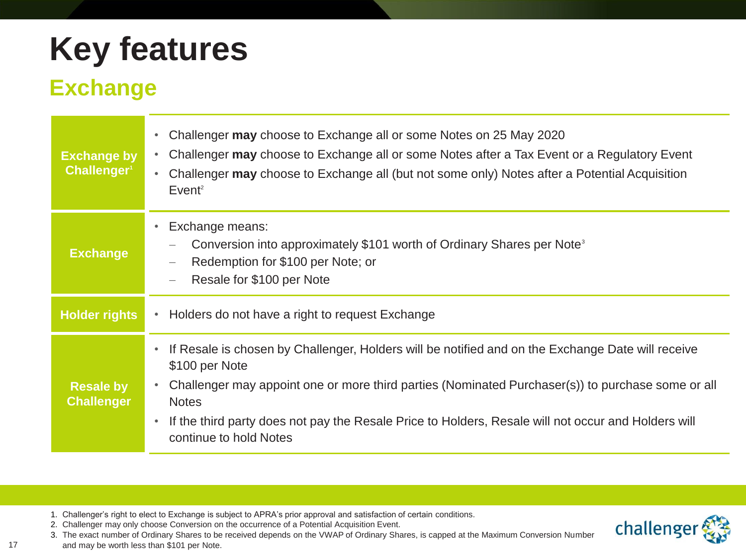# Key features

## Exchange

| | |
|---|---|
| **Exchange by Challenger**[1] | • Challenger **may** choose to Exchange all or some Notes on 25 May 2020<br>• Challenger **may** choose to Exchange all or some Notes after a Tax Event or a Regulatory Event<br>• Challenger **may** choose to Exchange all (but not some only) Notes after a Potential Acquisition Event[2] |
| **Exchange** | • Exchange means:<br>– Conversion into approximately $101 worth of Ordinary Shares per Note[3]<br>– Redemption for $100 per Note; or<br>– Resale for $100 per Note |
| **Holder rights** | • Holders do not have a right to request Exchange |
| **Resale by Challenger** | • If Resale is chosen by Challenger, Holders will be notified and on the Exchange Date will receive $100 per Note<br>• Challenger may appoint one or more third parties (Nominated Purchaser(s)) to purchase some or all Notes<br>• If the third party does not pay the Resale Price to Holders, Resale will not occur and Holders will continue to hold Notes |

1. Challenger's right to elect to Exchange is subject to APRA's prior approval and satisfaction of certain conditions.
2. Challenger may only choose Conversion on the occurrence of a Potential Acquisition Event.
3. The exact number of Ordinary Shares to be received depends on the VWAP of Ordinary Shares, is capped at the Maximum Conversion Number and may be worth less than $101 per Note.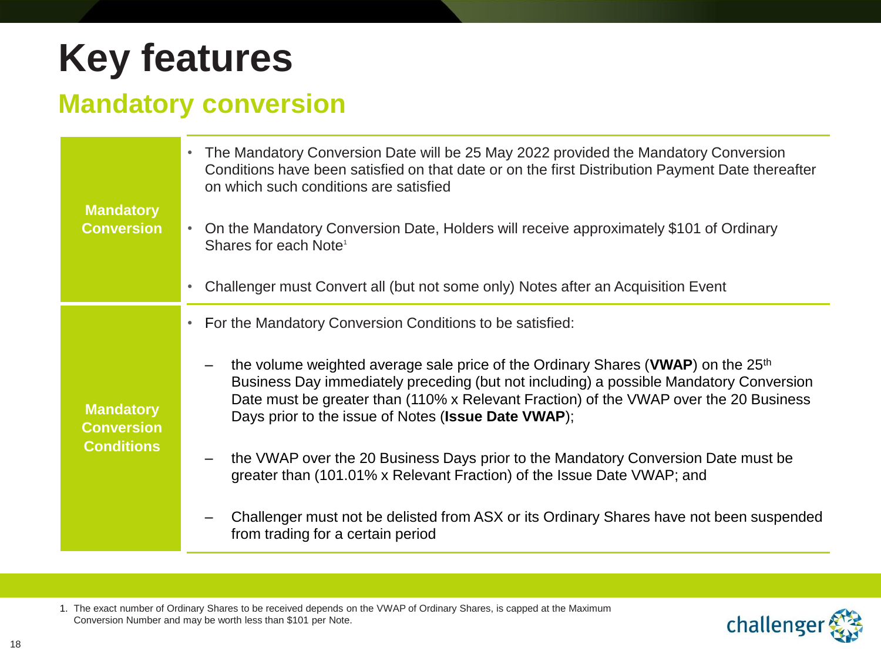# Key features

## Mandatory conversion

| | |
|---|---|
| **Mandatory Conversion** | • The Mandatory Conversion Date will be 25 May 2022 provided the Mandatory Conversion Conditions have been satisfied on that date or on the first Distribution Payment Date thereafter on which such conditions are satisfied<br>• On the Mandatory Conversion Date, Holders will receive approximately $101 of Ordinary Shares for each Note[1]<br>• Challenger must Convert all (but not some only) Notes after an Acquisition Event |
| **Mandatory Conversion Conditions** | • For the Mandatory Conversion Conditions to be satisfied:<br>– the volume weighted average sale price of the Ordinary Shares (**VWAP**) on the 25th Business Day immediately preceding (but not including) a possible Mandatory Conversion Date must be greater than (110% x Relevant Fraction) of the VWAP over the 20 Business Days prior to the issue of Notes (**Issue Date VWAP**);<br>– the VWAP over the 20 Business Days prior to the Mandatory Conversion Date must be greater than (101.01% x Relevant Fraction) of the Issue Date VWAP; and<br>– Challenger must not be delisted from ASX or its Ordinary Shares have not been suspended from trading for a certain period |

1. The exact number of Ordinary Shares to be received depends on the VWAP of Ordinary Shares, is capped at the Maximum Conversion Number and may be worth less than $101 per Note.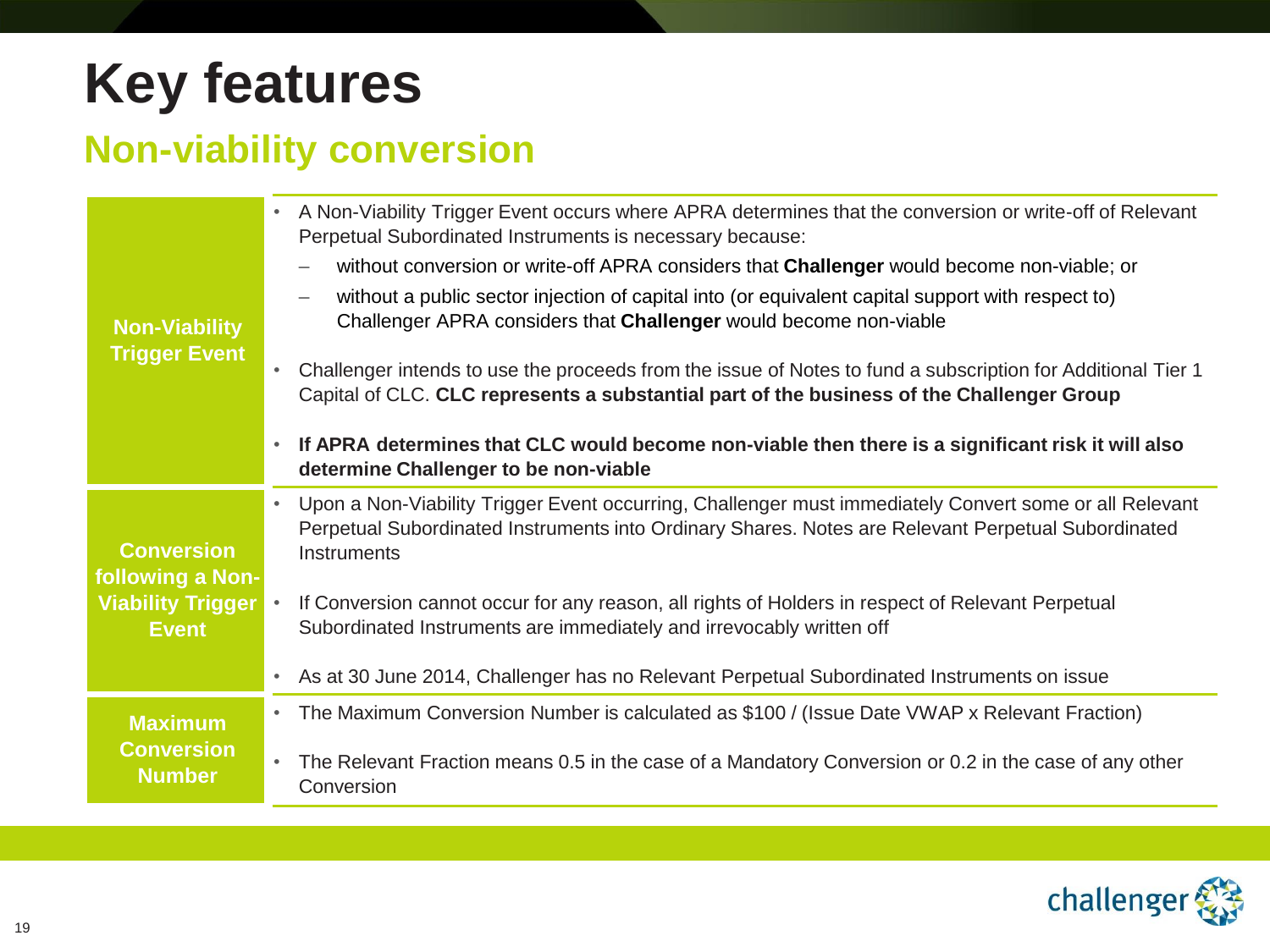# Key features

## Non-viability conversion

| | |
|---|---|
| **Non-Viability Trigger Event** | • A Non-Viability Trigger Event occurs where APRA determines that the conversion or write-off of Relevant Perpetual Subordinated Instruments is necessary because:<br>– without conversion or write-off APRA considers that **Challenger** would become non-viable; or<br>– without a public sector injection of capital into (or equivalent capital support with respect to) Challenger APRA considers that **Challenger** would become non-viable<br>• Challenger intends to use the proceeds from the issue of Notes to fund a subscription for Additional Tier 1 Capital of CLC. **CLC represents a substantial part of the business of the Challenger Group**<br>• **If APRA determines that CLC would become non-viable then there is a significant risk it will also determine Challenger to be non-viable** |
| **Conversion following a Non-Viability Trigger Event** | • Upon a Non-Viability Trigger Event occurring, Challenger must immediately Convert some or all Relevant Perpetual Subordinated Instruments into Ordinary Shares. Notes are Relevant Perpetual Subordinated Instruments<br>• If Conversion cannot occur for any reason, all rights of Holders in respect of Relevant Perpetual Subordinated Instruments are immediately and irrevocably written off<br>• As at 30 June 2014, Challenger has no Relevant Perpetual Subordinated Instruments on issue |
| **Maximum Conversion Number** | • The Maximum Conversion Number is calculated as $100 / (Issue Date VWAP x Relevant Fraction)<br>• The Relevant Fraction means 0.5 in the case of a Mandatory Conversion or 0.2 in the case of any other Conversion |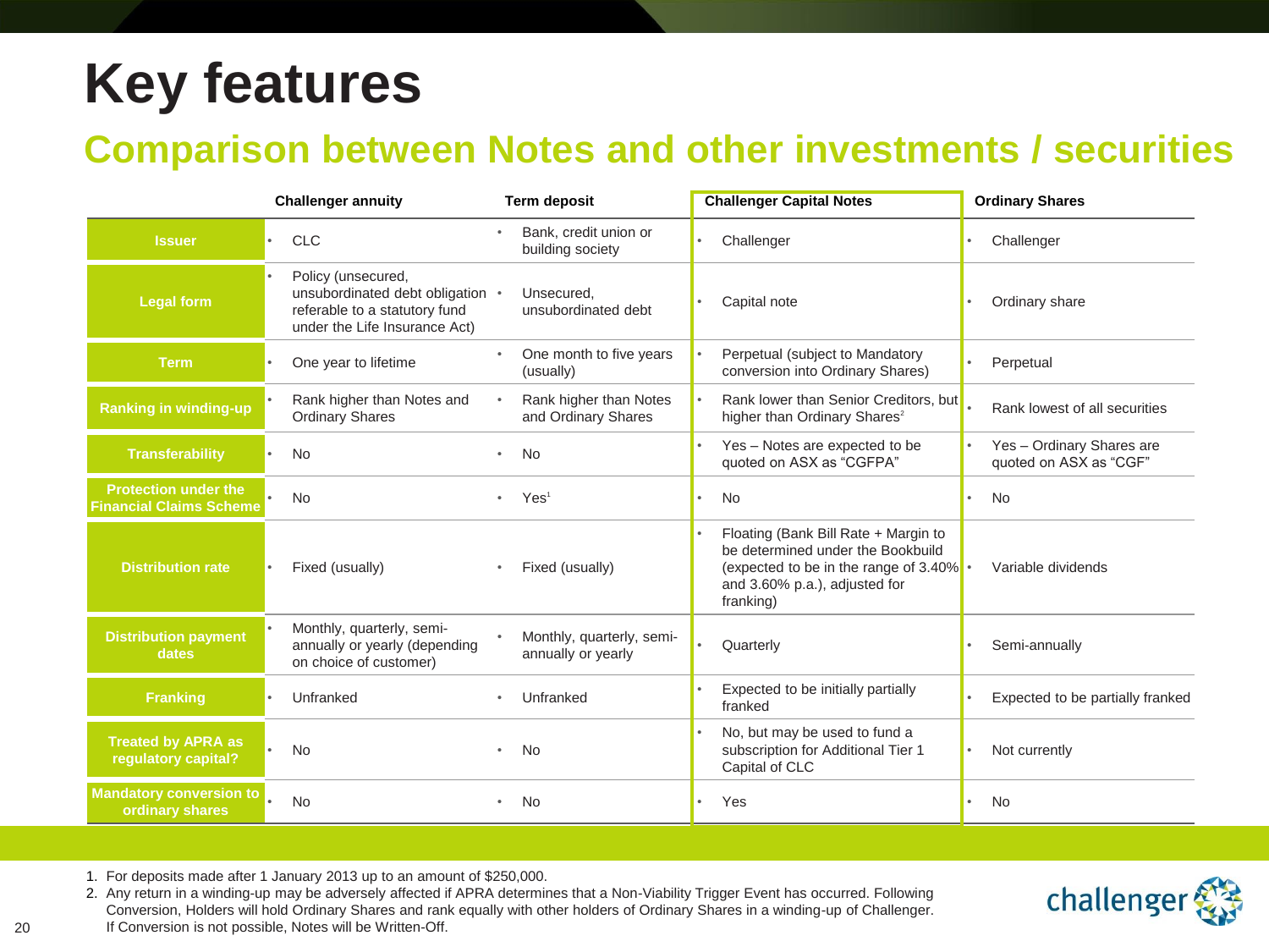# Key features

## Comparison between Notes and other investments / securities

| | Challenger annuity | Term deposit | Challenger Capital Notes | Ordinary Shares |
|---|---|---|---|---|
| **Issuer** | CLC | Bank, credit union or building society | Challenger | Challenger |
| **Legal form** | Policy (unsecured, unsubordinated debt obligation referable to a statutory fund under the Life Insurance Act) | Unsecured, unsubordinated debt | Capital note | Ordinary share |
| **Term** | One year to lifetime | One month to five years (usually) | Perpetual (subject to Mandatory conversion into Ordinary Shares) | Perpetual |
| **Ranking in winding-up** | Rank higher than Notes and Ordinary Shares | Rank higher than Notes and Ordinary Shares | Rank lower than Senior Creditors, but higher than Ordinary Shares[2] | Rank lowest of all securities |
| **Transferability** | No | No | Yes – Notes are expected to be quoted on ASX as "CGFPA" | Yes – Ordinary Shares are quoted on ASX as "CGF" |
| **Protection under the Financial Claims Scheme** | No | Yes[1] | No | No |
| **Distribution rate** | Fixed (usually) | Fixed (usually) | Floating (Bank Bill Rate + Margin to be determined under the Bookbuild (expected to be in the range of 3.40% and 3.60% p.a.), adjusted for franking) | Variable dividends |
| **Distribution payment dates** | Monthly, quarterly, semi-annually or yearly (depending on choice of customer) | Monthly, quarterly, semi-annually or yearly | Quarterly | Semi-annually |
| **Franking** | Unfranked | Unfranked | Expected to be initially partially franked | Expected to be partially franked |
| **Treated by APRA as regulatory capital?** | No | No | No, but may be used to fund a subscription for Additional Tier 1 Capital of CLC | Not currently |
| **Mandatory conversion to ordinary shares** | No | No | Yes | No |

1. For deposits made after 1 January 2013 up to an amount of $250,000.
2. Any return in a winding-up may be adversely affected if APRA determines that a Non-Viability Trigger Event has occurred. Following Conversion, Holders will hold Ordinary Shares and rank equally with other holders of Ordinary Shares in a winding-up of Challenger. If Conversion is not possible, Notes will be Written-Off.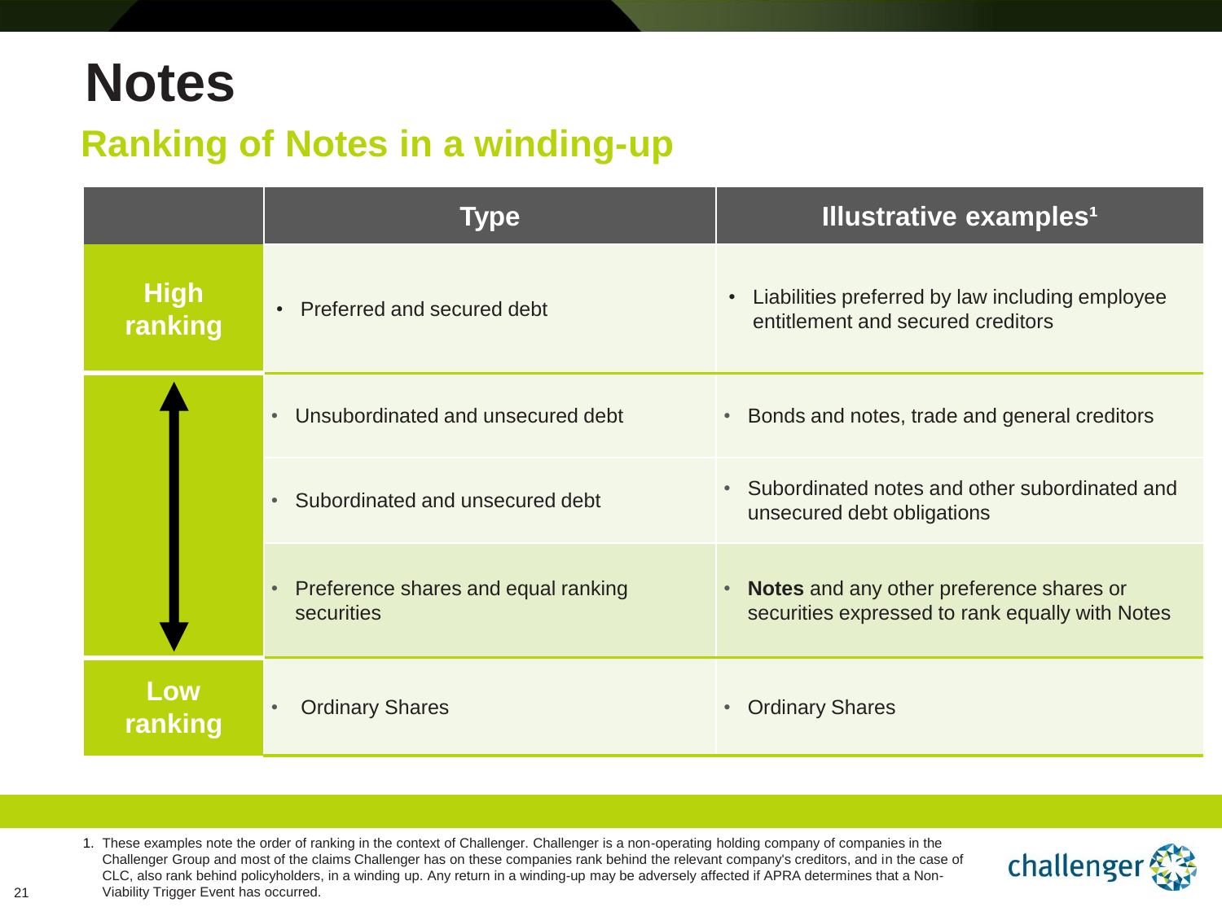# Notes

## Ranking of Notes in a winding-up

| | Type | Illustrative examples[1] |
|---|---|---|
| **High ranking** | • Preferred and secured debt | • Liabilities preferred by law including employee entitlement and secured creditors |
| ↑ | • Unsubordinated and unsecured debt | • Bonds and notes, trade and general creditors |
| | • Subordinated and unsecured debt | • Subordinated notes and other subordinated and unsecured debt obligations |
| ↓ | • Preference shares and equal ranking securities | • **Notes** and any other preference shares or securities expressed to rank equally with Notes |
| **Low ranking** | • Ordinary Shares | • Ordinary Shares |

1. These examples note the order of ranking in the context of Challenger. Challenger is a non-operating holding company of companies in the Challenger Group and most of the claims Challenger has on these companies rank behind the relevant company's creditors, and in the case of CLC, also rank behind policyholders, in a winding up. Any return in a winding-up may be adversely affected if APRA determines that a Non-Viability Trigger Event has occurred.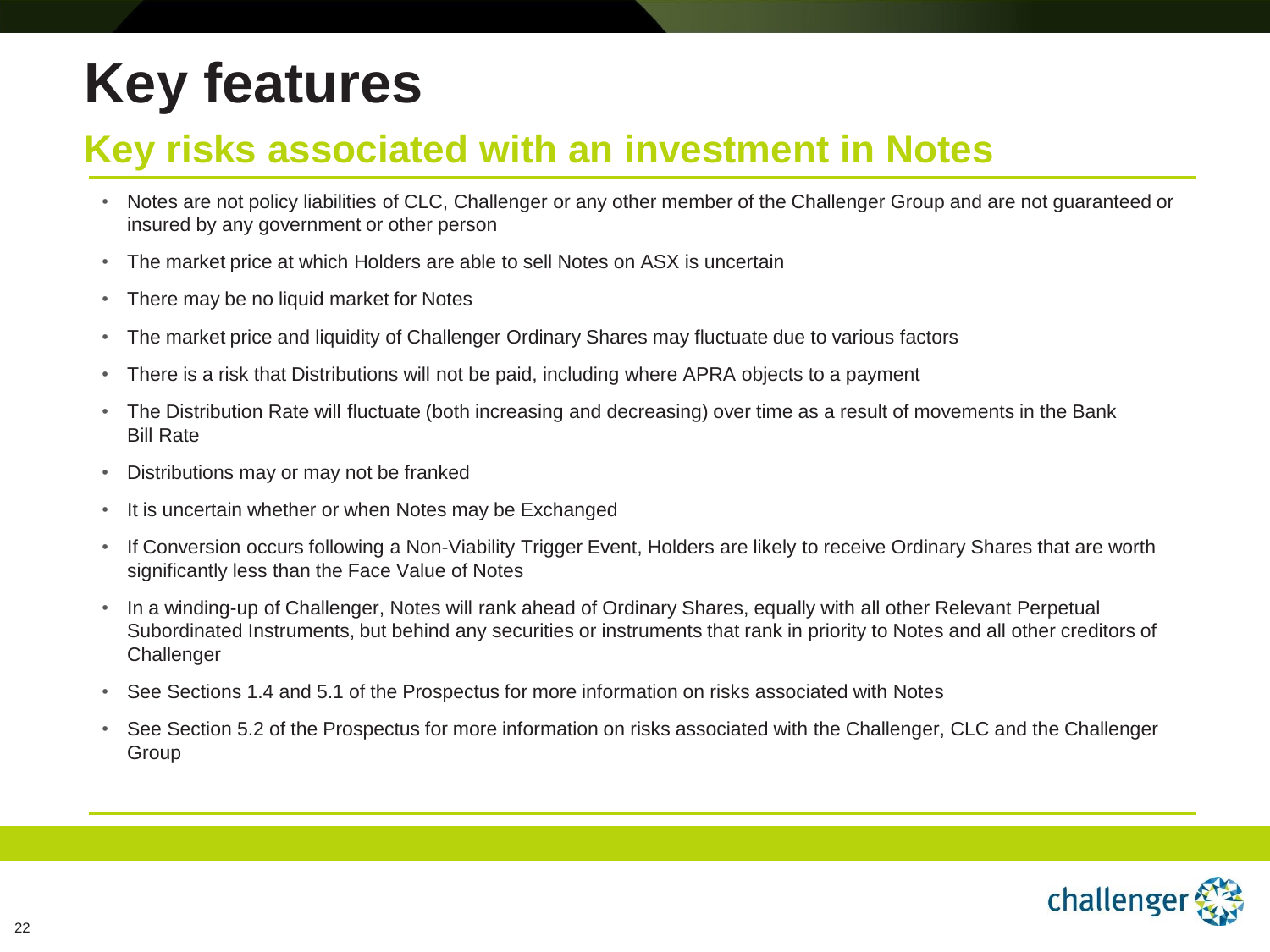# Key features

## Key risks associated with an investment in Notes

- Notes are not policy liabilities of CLC, Challenger or any other member of the Challenger Group and are not guaranteed or insured by any government or other person
- The market price at which Holders are able to sell Notes on ASX is uncertain
- There may be no liquid market for Notes
- The market price and liquidity of Challenger Ordinary Shares may fluctuate due to various factors
- There is a risk that Distributions will not be paid, including where APRA objects to a payment
- The Distribution Rate will fluctuate (both increasing and decreasing) over time as a result of movements in the Bank Bill Rate
- Distributions may or may not be franked
- It is uncertain whether or when Notes may be Exchanged
- If Conversion occurs following a Non-Viability Trigger Event, Holders are likely to receive Ordinary Shares that are worth significantly less than the Face Value of Notes
- In a winding-up of Challenger, Notes will rank ahead of Ordinary Shares, equally with all other Relevant Perpetual Subordinated Instruments, but behind any securities or instruments that rank in priority to Notes and all other creditors of Challenger
- See Sections 1.4 and 5.1 of the Prospectus for more information on risks associated with Notes
- See Section 5.2 of the Prospectus for more information on risks associated with the Challenger, CLC and the Challenger Group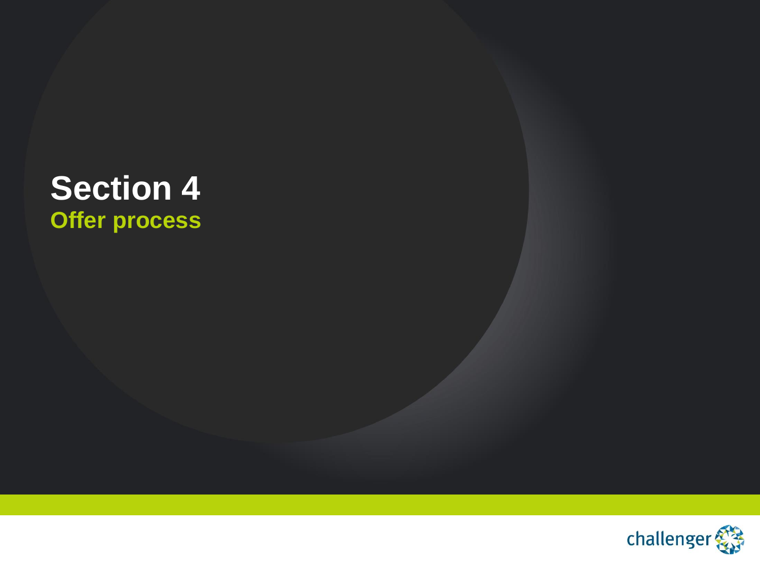# Section 4

## Offer process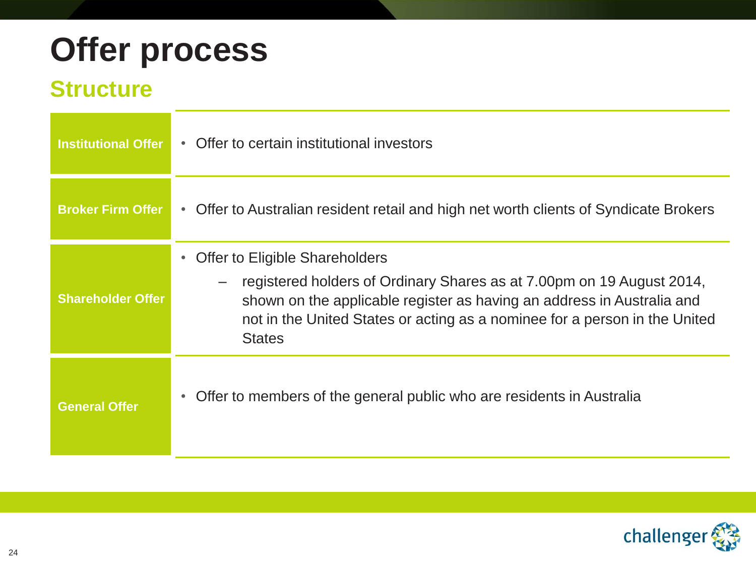# Offer process

## Structure

| | |
|---|---|
| **Institutional Offer** | • Offer to certain institutional investors |
| **Broker Firm Offer** | • Offer to Australian resident retail and high net worth clients of Syndicate Brokers |
| **Shareholder Offer** | • Offer to Eligible Shareholders<br>– registered holders of Ordinary Shares as at 7.00pm on 19 August 2014, shown on the applicable register as having an address in Australia and not in the United States or acting as a nominee for a person in the United States |
| **General Offer** | • Offer to members of the general public who are residents in Australia |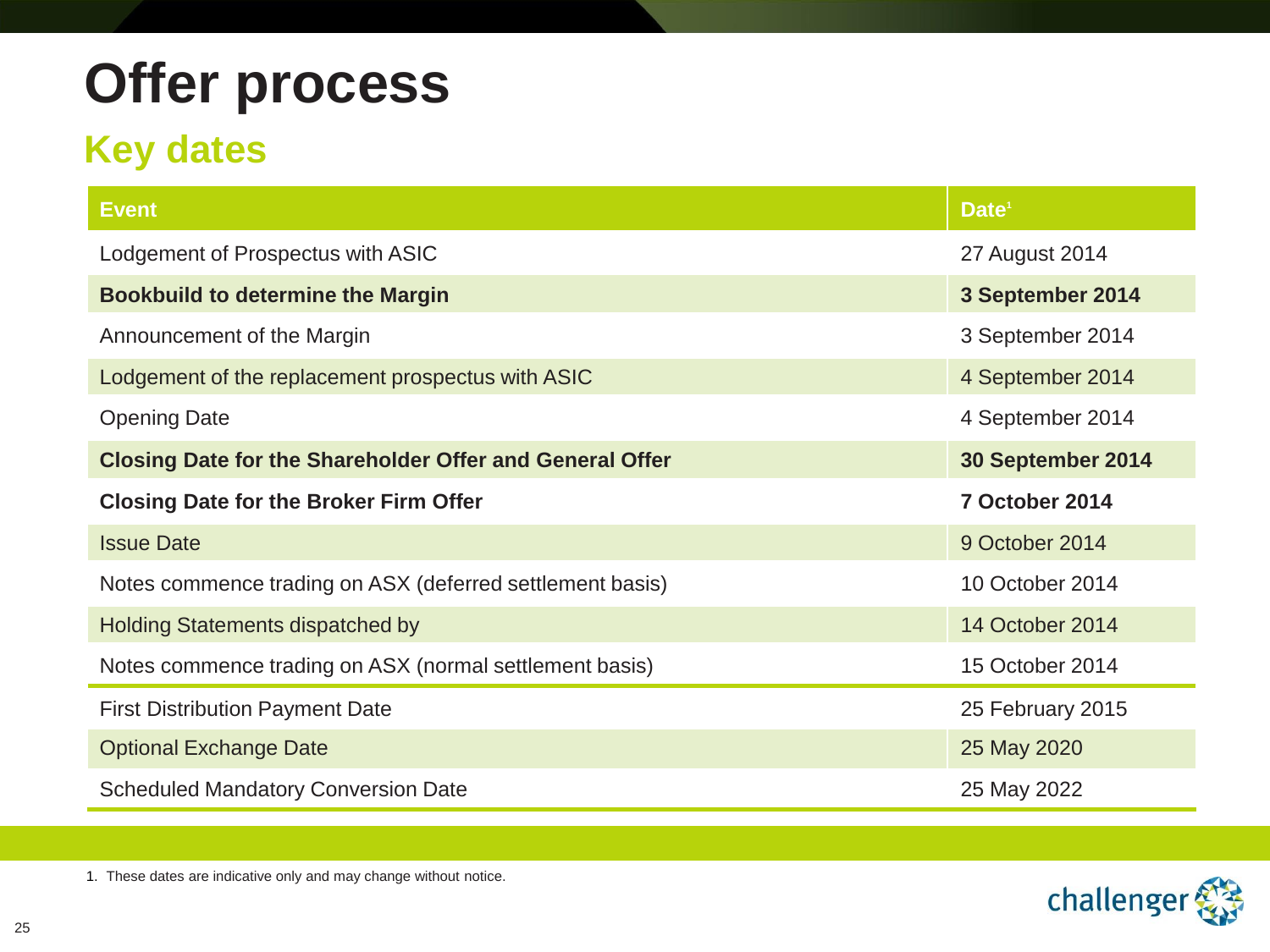# Offer process

## Key dates

| Event | Date[1] |
|---|---|
| Lodgement of Prospectus with ASIC | 27 August 2014 |
| **Bookbuild to determine the Margin** | **3 September 2014** |
| Announcement of the Margin | 3 September 2014 |
| Lodgement of the replacement prospectus with ASIC | 4 September 2014 |
| Opening Date | 4 September 2014 |
| **Closing Date for the Shareholder Offer and General Offer** | **30 September 2014** |
| **Closing Date for the Broker Firm Offer** | **7 October 2014** |
| Issue Date | 9 October 2014 |
| Notes commence trading on ASX (deferred settlement basis) | 10 October 2014 |
| Holding Statements dispatched by | 14 October 2014 |
| Notes commence trading on ASX (normal settlement basis) | 15 October 2014 |
| First Distribution Payment Date | 25 February 2015 |
| Optional Exchange Date | 25 May 2020 |
| Scheduled Mandatory Conversion Date | 25 May 2022 |

1. These dates are indicative only and may change without notice.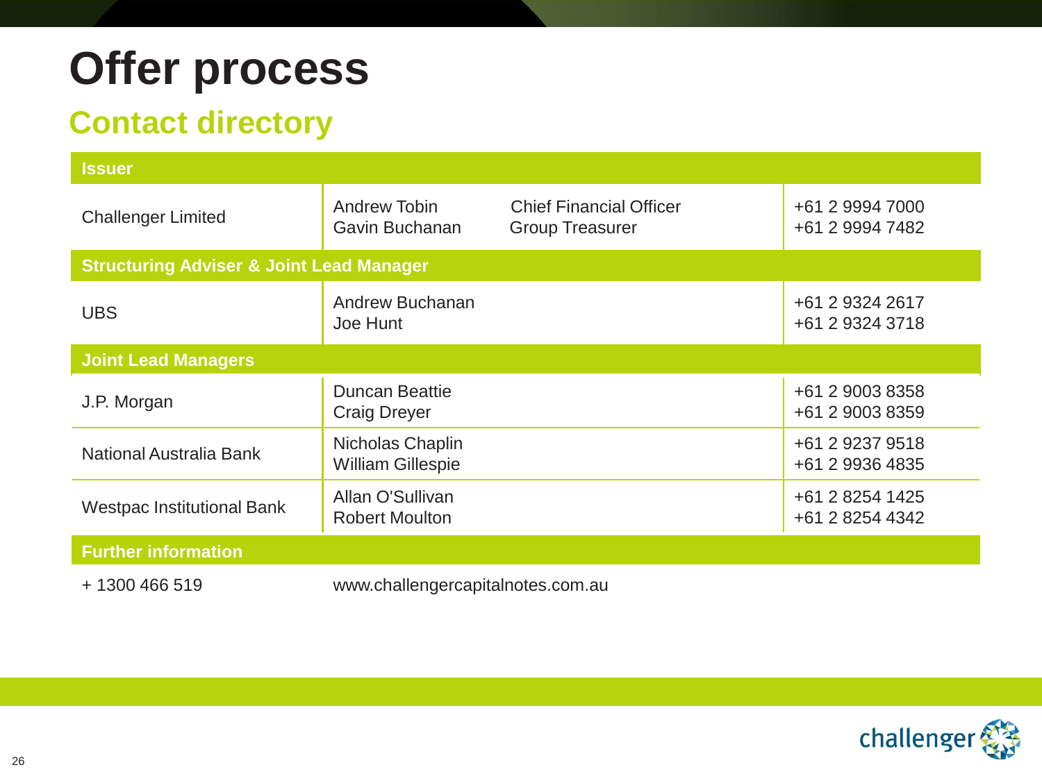# Offer process

## Contact directory

| | | | |
|---|---|---|---|
| **Issuer** | | | |
| Challenger Limited | Andrew Tobin<br>Gavin Buchanan | Chief Financial Officer<br>Group Treasurer | +61 2 9994 7000<br>+61 2 9994 7482 |
| **Structuring Adviser & Joint Lead Manager** | | | |
| UBS | Andrew Buchanan<br>Joe Hunt | | +61 2 9324 2617<br>+61 2 9324 3718 |
| **Joint Lead Managers** | | | |
| J.P. Morgan | Duncan Beattie<br>Craig Dreyer | | +61 2 9003 8358<br>+61 2 9003 8359 |
| National Australia Bank | Nicholas Chaplin<br>William Gillespie | | +61 2 9237 9518<br>+61 2 9936 4835 |
| Westpac Institutional Bank | Allan O'Sullivan<br>Robert Moulton | | +61 2 8254 1425<br>+61 2 8254 4342 |
| **Further information** | | | |
| + 1300 466 519 | www.challengercapitalnotes.com.au | | |

challenger